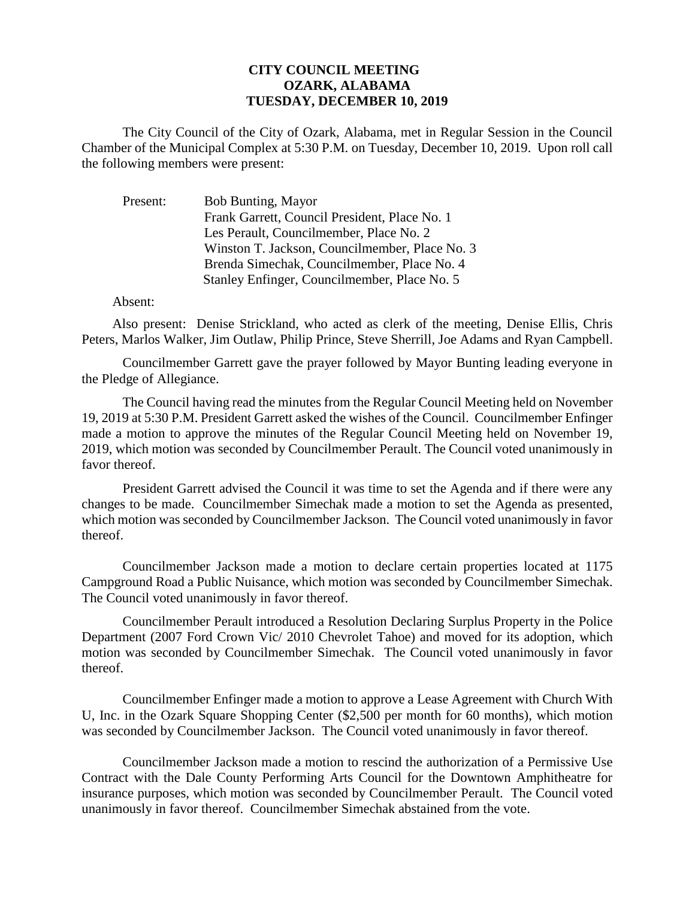# CITY COUNCIL MEETING
## OZARK, ALABAMA
## TUESDAY, DECEMBER 10, 2019

The City Council of the City of Ozark, Alabama, met in Regular Session in the Council Chamber of the Municipal Complex at 5:30 P.M. on Tuesday, December 10, 2019. Upon roll call the following members were present:

Present:
- Bob Bunting, Mayor
- Frank Garrett, Council President, Place No. 1
- Les Perault, Councilmember, Place No. 2
- Winston T. Jackson, Councilmember, Place No. 3
- Brenda Simechak, Councilmember, Place No. 4
- Stanley Enfinger, Councilmember, Place No. 5

Absent:

Also present: Denise Strickland, who acted as clerk of the meeting, Denise Ellis, Chris Peters, Marlos Walker, Jim Outlaw, Philip Prince, Steve Sherrill, Joe Adams and Ryan Campbell.

Councilmember Garrett gave the prayer followed by Mayor Bunting leading everyone in the Pledge of Allegiance.

The Council having read the minutes from the Regular Council Meeting held on November 19, 2019 at 5:30 P.M. President Garrett asked the wishes of the Council. Councilmember Enfinger made a motion to approve the minutes of the Regular Council Meeting held on November 19, 2019, which motion was seconded by Councilmember Perault. The Council voted unanimously in favor thereof.

President Garrett advised the Council it was time to set the Agenda and if there were any changes to be made. Councilmember Simechak made a motion to set the Agenda as presented, which motion was seconded by Councilmember Jackson. The Council voted unanimously in favor thereof.

Councilmember Jackson made a motion to declare certain properties located at 1175 Campground Road a Public Nuisance, which motion was seconded by Councilmember Simechak. The Council voted unanimously in favor thereof.

Councilmember Perault introduced a Resolution Declaring Surplus Property in the Police Department (2007 Ford Crown Vic/ 2010 Chevrolet Tahoe) and moved for its adoption, which motion was seconded by Councilmember Simechak. The Council voted unanimously in favor thereof.

Councilmember Enfinger made a motion to approve a Lease Agreement with Church With U, Inc. in the Ozark Square Shopping Center ($2,500 per month for 60 months), which motion was seconded by Councilmember Jackson. The Council voted unanimously in favor thereof.

Councilmember Jackson made a motion to rescind the authorization of a Permissive Use Contract with the Dale County Performing Arts Council for the Downtown Amphitheatre for insurance purposes, which motion was seconded by Councilmember Perault. The Council voted unanimously in favor thereof. Councilmember Simechak abstained from the vote.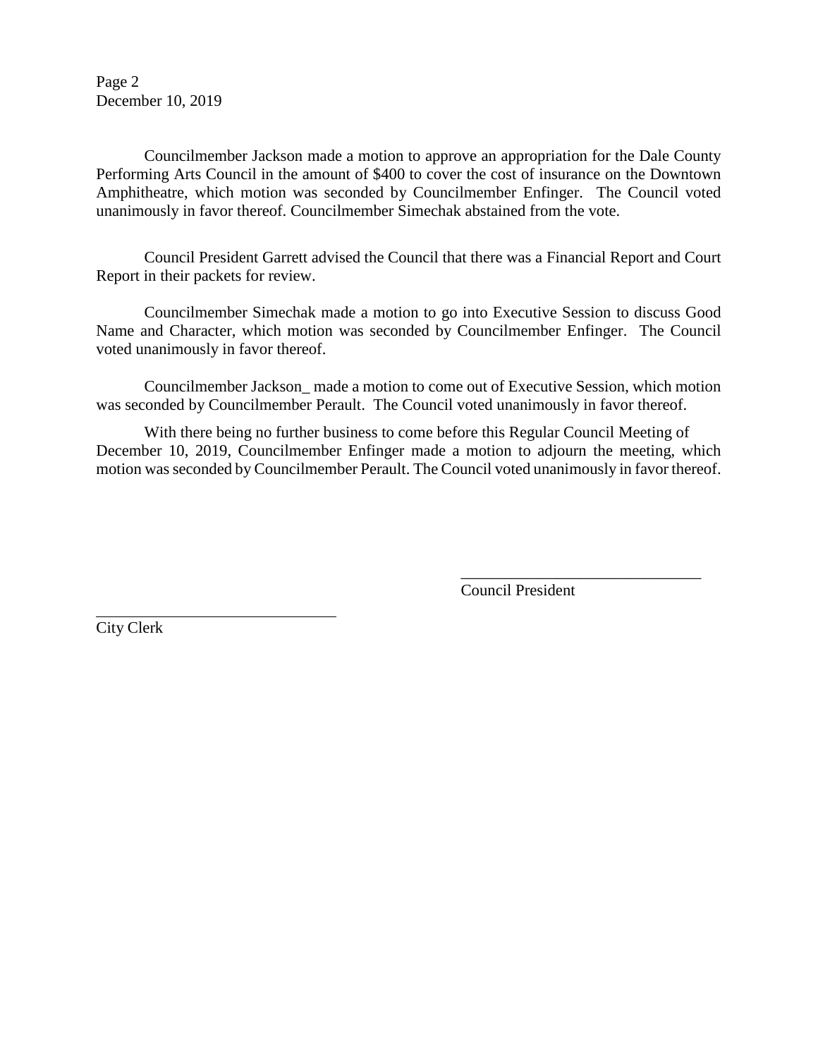Councilmember Jackson made a motion to approve an appropriation for the Dale County Performing Arts Council in the amount of $400 to cover the cost of insurance on the Downtown Amphitheatre, which motion was seconded by Councilmember Enfinger. The Council voted unanimously in favor thereof. Councilmember Simechak abstained from the vote.

Council President Garrett advised the Council that there was a Financial Report and Court Report in their packets for review.

Councilmember Simechak made a motion to go into Executive Session to discuss Good Name and Character, which motion was seconded by Councilmember Enfinger. The Council voted unanimously in favor thereof.

Councilmember Jackson_ made a motion to come out of Executive Session, which motion was seconded by Councilmember Perault. The Council voted unanimously in favor thereof.

With there being no further business to come before this Regular Council Meeting of December 10, 2019, Councilmember Enfinger made a motion to adjourn the meeting, which motion was seconded by Councilmember Perault. The Council voted unanimously in favor thereof.

\_\_\_\_\_\_\_\_\_\_\_\_\_\_\_\_\_\_\_\_\_\_\_\_\_\_\_\_\_\_\_

Council President

\_\_\_\_\_\_\_\_\_\_\_\_\_\_\_\_\_\_\_\_\_\_\_\_\_\_\_\_\_\_\_

City Clerk